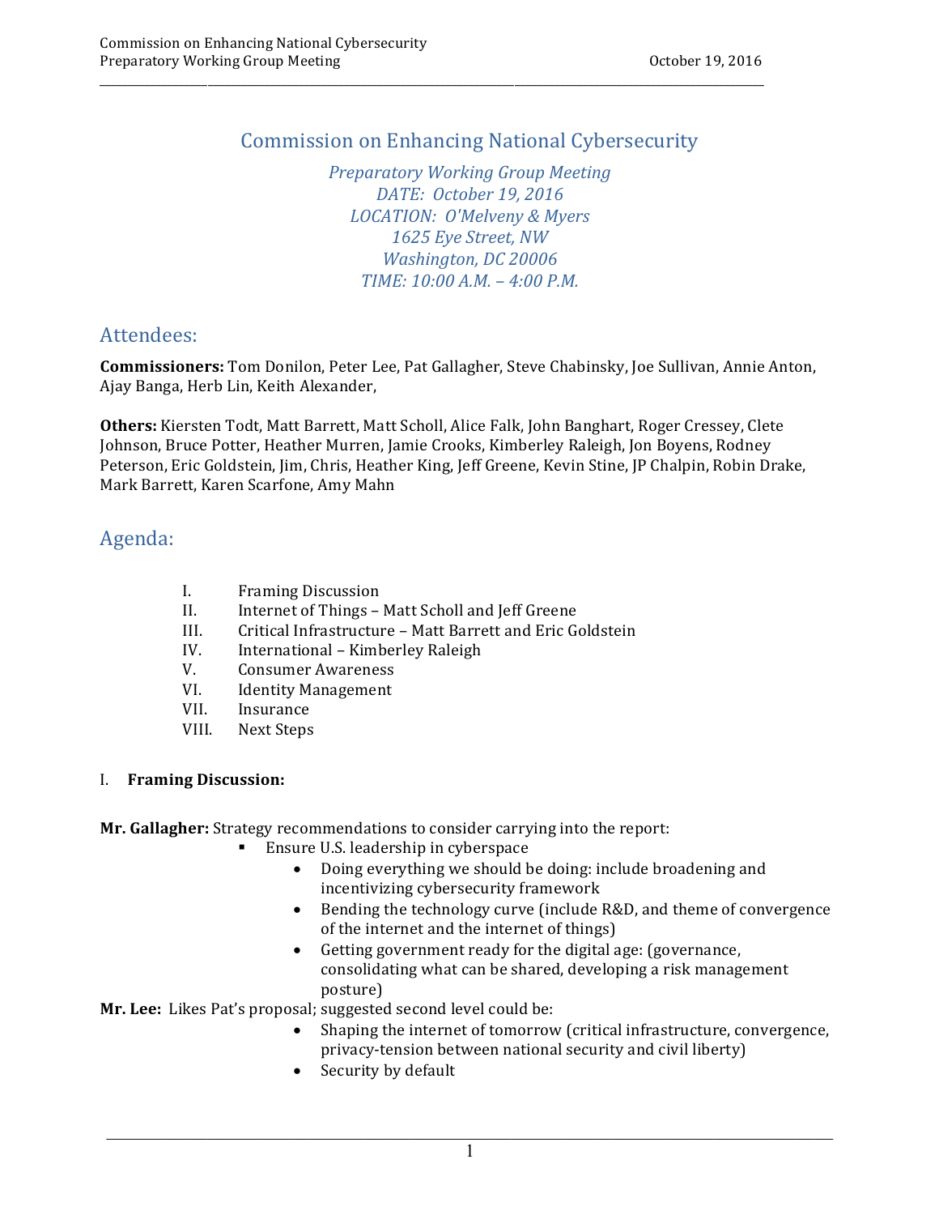# Commission on Enhancing National Cybersecurity

*Preparatory Working Group Meeting*
*DATE: October 19, 2016*
*LOCATION: O'Melveny & Myers*
*1625 Eye Street, NW*
*Washington, DC 20006*
*TIME: 10:00 A.M. – 4:00 P.M.*

## Attendees:

**Commissioners:** Tom Donilon, Peter Lee, Pat Gallagher, Steve Chabinsky, Joe Sullivan, Annie Anton, Ajay Banga, Herb Lin, Keith Alexander,

**Others:** Kiersten Todt, Matt Barrett, Matt Scholl, Alice Falk, John Banghart, Roger Cressey, Clete Johnson, Bruce Potter, Heather Murren, Jamie Crooks, Kimberley Raleigh, Jon Boyens, Rodney Peterson, Eric Goldstein, Jim, Chris, Heather King, Jeff Greene, Kevin Stine, JP Chalpin, Robin Drake, Mark Barrett, Karen Scarfone, Amy Mahn

## Agenda:

I. Framing Discussion
II. Internet of Things – Matt Scholl and Jeff Greene
III. Critical Infrastructure – Matt Barrett and Eric Goldstein
IV. International – Kimberley Raleigh
V. Consumer Awareness
VI. Identity Management
VII. Insurance
VIII. Next Steps

I. **Framing Discussion:**

**Mr. Gallagher:** Strategy recommendations to consider carrying into the report:

- Ensure U.S. leadership in cyberspace
  - Doing everything we should be doing: include broadening and incentivizing cybersecurity framework
  - Bending the technology curve (include R&D, and theme of convergence of the internet and the internet of things)
  - Getting government ready for the digital age: (governance, consolidating what can be shared, developing a risk management posture)

**Mr. Lee:** Likes Pat's proposal; suggested second level could be:

- Shaping the internet of tomorrow (critical infrastructure, convergence, privacy-tension between national security and civil liberty)
- Security by default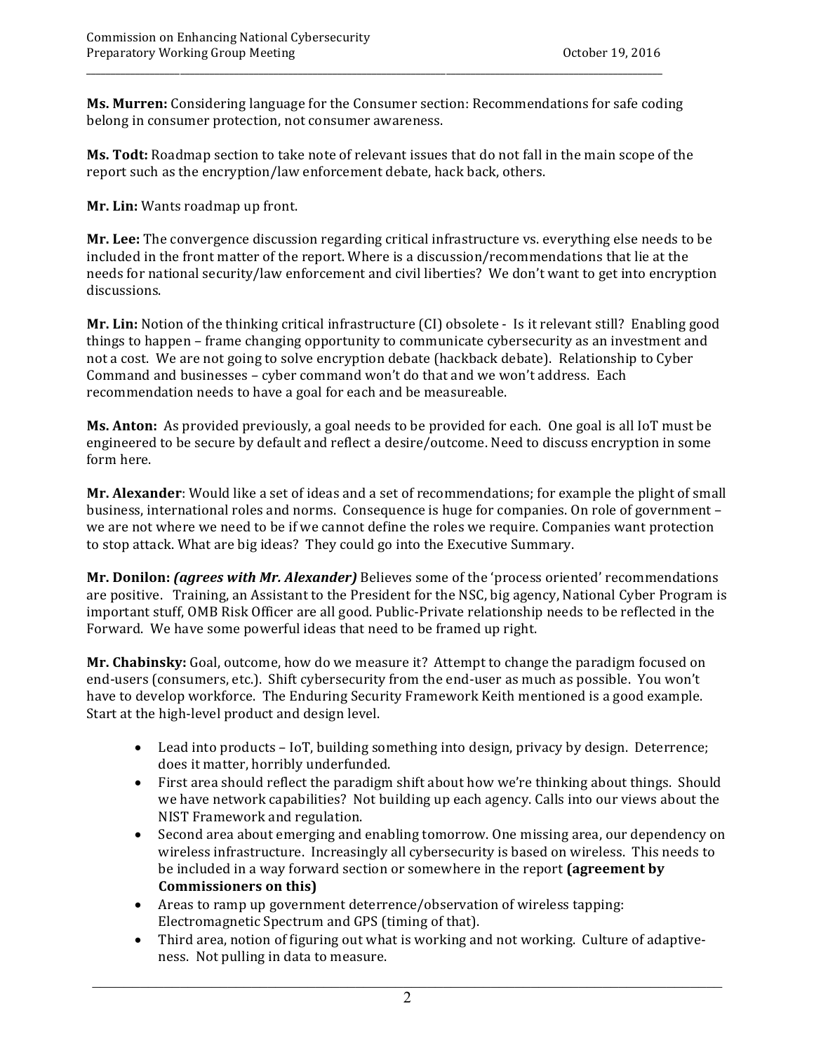**Ms. Murren:** Considering language for the Consumer section: Recommendations for safe coding belong in consumer protection, not consumer awareness.

**Ms. Todt:** Roadmap section to take note of relevant issues that do not fall in the main scope of the report such as the encryption/law enforcement debate, hack back, others.

**Mr. Lin:** Wants roadmap up front.

**Mr. Lee:** The convergence discussion regarding critical infrastructure vs. everything else needs to be included in the front matter of the report. Where is a discussion/recommendations that lie at the needs for national security/law enforcement and civil liberties? We don't want to get into encryption discussions.

**Mr. Lin:** Notion of the thinking critical infrastructure (CI) obsolete - Is it relevant still? Enabling good things to happen – frame changing opportunity to communicate cybersecurity as an investment and not a cost. We are not going to solve encryption debate (hackback debate). Relationship to Cyber Command and businesses – cyber command won't do that and we won't address. Each recommendation needs to have a goal for each and be measureable.

**Ms. Anton:** As provided previously, a goal needs to be provided for each. One goal is all IoT must be engineered to be secure by default and reflect a desire/outcome. Need to discuss encryption in some form here.

**Mr. Alexander**: Would like a set of ideas and a set of recommendations; for example the plight of small business, international roles and norms. Consequence is huge for companies. On role of government – we are not where we need to be if we cannot define the roles we require. Companies want protection to stop attack. What are big ideas? They could go into the Executive Summary.

**Mr. Donilon:** ***(agrees with Mr. Alexander)*** Believes some of the 'process oriented' recommendations are positive. Training, an Assistant to the President for the NSC, big agency, National Cyber Program is important stuff, OMB Risk Officer are all good. Public-Private relationship needs to be reflected in the Forward. We have some powerful ideas that need to be framed up right.

**Mr. Chabinsky:** Goal, outcome, how do we measure it? Attempt to change the paradigm focused on end-users (consumers, etc.). Shift cybersecurity from the end-user as much as possible. You won't have to develop workforce. The Enduring Security Framework Keith mentioned is a good example. Start at the high-level product and design level.

- Lead into products – IoT, building something into design, privacy by design. Deterrence; does it matter, horribly underfunded.
- First area should reflect the paradigm shift about how we're thinking about things. Should we have network capabilities? Not building up each agency. Calls into our views about the NIST Framework and regulation.
- Second area about emerging and enabling tomorrow. One missing area, our dependency on wireless infrastructure. Increasingly all cybersecurity is based on wireless. This needs to be included in a way forward section or somewhere in the report **(agreement by Commissioners on this)**
- Areas to ramp up government deterrence/observation of wireless tapping: Electromagnetic Spectrum and GPS (timing of that).
- Third area, notion of figuring out what is working and not working. Culture of adaptive-ness. Not pulling in data to measure.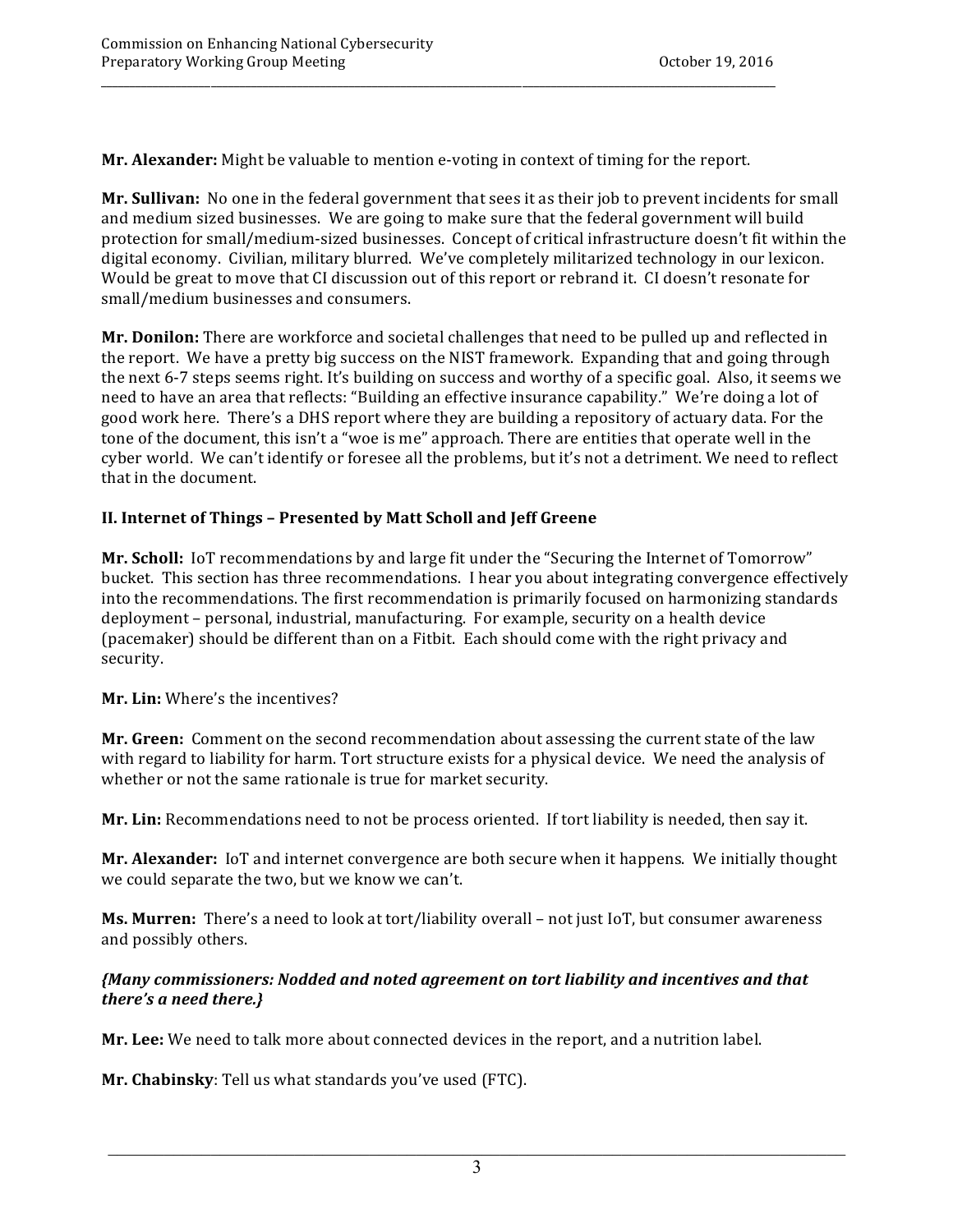**Mr. Alexander:** Might be valuable to mention e-voting in context of timing for the report.

**Mr. Sullivan:** No one in the federal government that sees it as their job to prevent incidents for small and medium sized businesses. We are going to make sure that the federal government will build protection for small/medium-sized businesses. Concept of critical infrastructure doesn't fit within the digital economy. Civilian, military blurred. We've completely militarized technology in our lexicon. Would be great to move that CI discussion out of this report or rebrand it. CI doesn't resonate for small/medium businesses and consumers.

**Mr. Donilon:** There are workforce and societal challenges that need to be pulled up and reflected in the report. We have a pretty big success on the NIST framework. Expanding that and going through the next 6-7 steps seems right. It's building on success and worthy of a specific goal. Also, it seems we need to have an area that reflects: "Building an effective insurance capability." We're doing a lot of good work here. There's a DHS report where they are building a repository of actuary data. For the tone of the document, this isn't a "woe is me" approach. There are entities that operate well in the cyber world. We can't identify or foresee all the problems, but it's not a detriment. We need to reflect that in the document.

### II. Internet of Things – Presented by Matt Scholl and Jeff Greene

**Mr. Scholl:** IoT recommendations by and large fit under the "Securing the Internet of Tomorrow" bucket. This section has three recommendations. I hear you about integrating convergence effectively into the recommendations. The first recommendation is primarily focused on harmonizing standards deployment – personal, industrial, manufacturing. For example, security on a health device (pacemaker) should be different than on a Fitbit. Each should come with the right privacy and security.

**Mr. Lin:** Where's the incentives?

**Mr. Green:** Comment on the second recommendation about assessing the current state of the law with regard to liability for harm. Tort structure exists for a physical device. We need the analysis of whether or not the same rationale is true for market security.

**Mr. Lin:** Recommendations need to not be process oriented. If tort liability is needed, then say it.

**Mr. Alexander:** IoT and internet convergence are both secure when it happens. We initially thought we could separate the two, but we know we can't.

**Ms. Murren:** There's a need to look at tort/liability overall – not just IoT, but consumer awareness and possibly others.

***{Many commissioners: Nodded and noted agreement on tort liability and incentives and that there's a need there.}***

**Mr. Lee:** We need to talk more about connected devices in the report, and a nutrition label.

**Mr. Chabinsky**: Tell us what standards you've used (FTC).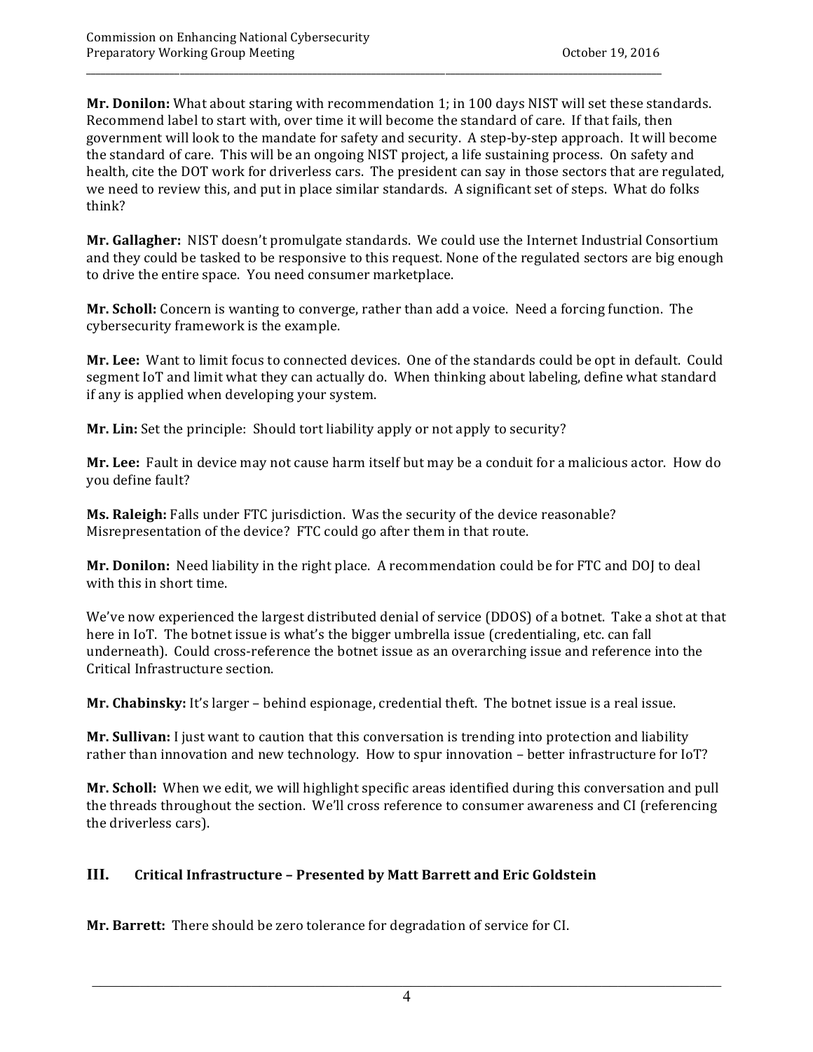**Mr. Donilon:** What about staring with recommendation 1; in 100 days NIST will set these standards. Recommend label to start with, over time it will become the standard of care. If that fails, then government will look to the mandate for safety and security. A step-by-step approach. It will become the standard of care. This will be an ongoing NIST project, a life sustaining process. On safety and health, cite the DOT work for driverless cars. The president can say in those sectors that are regulated, we need to review this, and put in place similar standards. A significant set of steps. What do folks think?

**Mr. Gallagher:** NIST doesn't promulgate standards. We could use the Internet Industrial Consortium and they could be tasked to be responsive to this request. None of the regulated sectors are big enough to drive the entire space. You need consumer marketplace.

**Mr. Scholl:** Concern is wanting to converge, rather than add a voice. Need a forcing function. The cybersecurity framework is the example.

**Mr. Lee:** Want to limit focus to connected devices. One of the standards could be opt in default. Could segment IoT and limit what they can actually do. When thinking about labeling, define what standard if any is applied when developing your system.

**Mr. Lin:** Set the principle: Should tort liability apply or not apply to security?

**Mr. Lee:** Fault in device may not cause harm itself but may be a conduit for a malicious actor. How do you define fault?

**Ms. Raleigh:** Falls under FTC jurisdiction. Was the security of the device reasonable? Misrepresentation of the device? FTC could go after them in that route.

**Mr. Donilon:** Need liability in the right place. A recommendation could be for FTC and DOJ to deal with this in short time.

We've now experienced the largest distributed denial of service (DDOS) of a botnet. Take a shot at that here in IoT. The botnet issue is what's the bigger umbrella issue (credentialing, etc. can fall underneath). Could cross-reference the botnet issue as an overarching issue and reference into the Critical Infrastructure section.

**Mr. Chabinsky:** It's larger – behind espionage, credential theft. The botnet issue is a real issue.

**Mr. Sullivan:** I just want to caution that this conversation is trending into protection and liability rather than innovation and new technology. How to spur innovation – better infrastructure for IoT?

**Mr. Scholl:** When we edit, we will highlight specific areas identified during this conversation and pull the threads throughout the section. We'll cross reference to consumer awareness and CI (referencing the driverless cars).

## III. Critical Infrastructure – Presented by Matt Barrett and Eric Goldstein

**Mr. Barrett:** There should be zero tolerance for degradation of service for CI.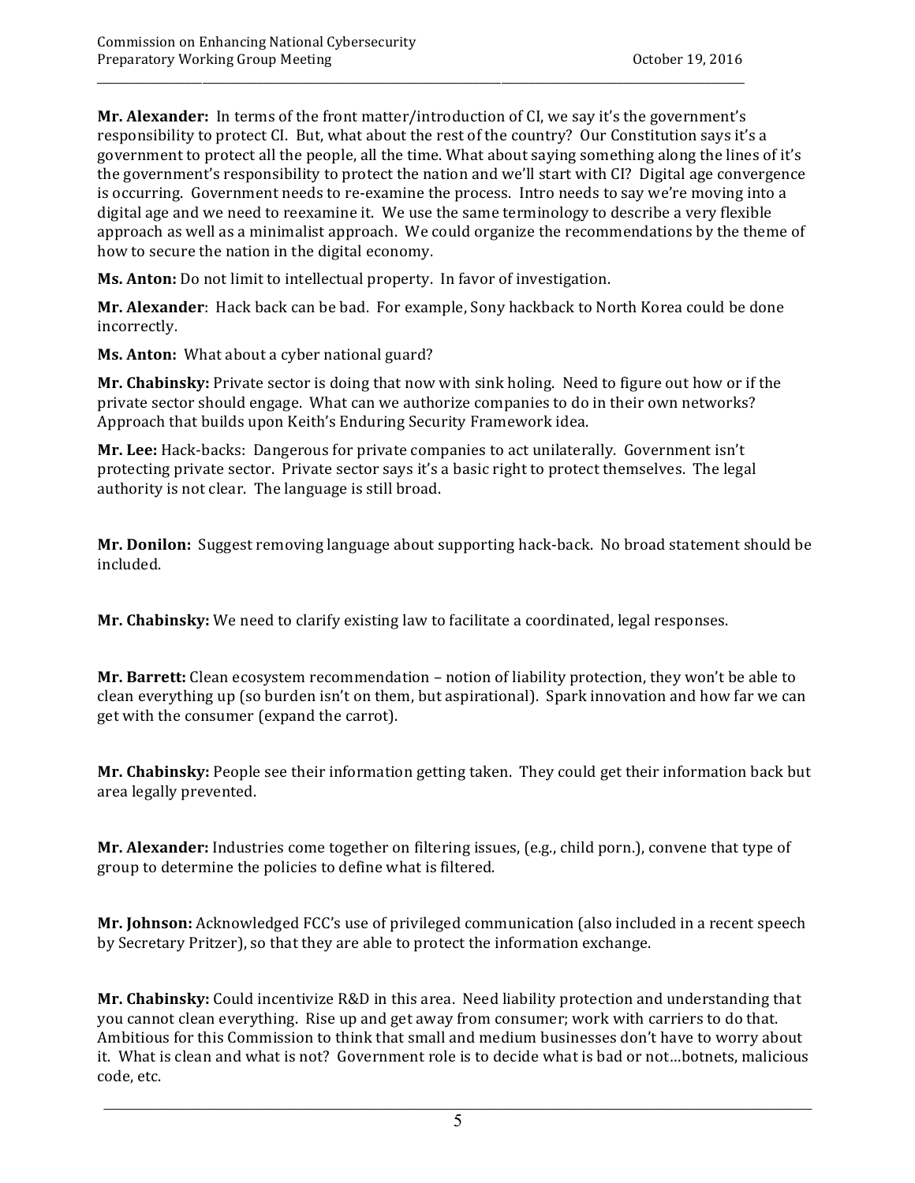**Mr. Alexander:** In terms of the front matter/introduction of CI, we say it's the government's responsibility to protect CI. But, what about the rest of the country? Our Constitution says it's a government to protect all the people, all the time. What about saying something along the lines of it's the government's responsibility to protect the nation and we'll start with CI? Digital age convergence is occurring. Government needs to re-examine the process. Intro needs to say we're moving into a digital age and we need to reexamine it. We use the same terminology to describe a very flexible approach as well as a minimalist approach. We could organize the recommendations by the theme of how to secure the nation in the digital economy.

**Ms. Anton:** Do not limit to intellectual property. In favor of investigation.

**Mr. Alexander**: Hack back can be bad. For example, Sony hackback to North Korea could be done incorrectly.

**Ms. Anton:** What about a cyber national guard?

**Mr. Chabinsky:** Private sector is doing that now with sink holing. Need to figure out how or if the private sector should engage. What can we authorize companies to do in their own networks? Approach that builds upon Keith's Enduring Security Framework idea.

**Mr. Lee:** Hack-backs: Dangerous for private companies to act unilaterally. Government isn't protecting private sector. Private sector says it's a basic right to protect themselves. The legal authority is not clear. The language is still broad.

**Mr. Donilon:** Suggest removing language about supporting hack-back. No broad statement should be included.

**Mr. Chabinsky:** We need to clarify existing law to facilitate a coordinated, legal responses.

**Mr. Barrett:** Clean ecosystem recommendation – notion of liability protection, they won't be able to clean everything up (so burden isn't on them, but aspirational). Spark innovation and how far we can get with the consumer (expand the carrot).

**Mr. Chabinsky:** People see their information getting taken. They could get their information back but area legally prevented.

**Mr. Alexander:** Industries come together on filtering issues, (e.g., child porn.), convene that type of group to determine the policies to define what is filtered.

**Mr. Johnson:** Acknowledged FCC's use of privileged communication (also included in a recent speech by Secretary Pritzer), so that they are able to protect the information exchange.

**Mr. Chabinsky:** Could incentivize R&D in this area. Need liability protection and understanding that you cannot clean everything. Rise up and get away from consumer; work with carriers to do that. Ambitious for this Commission to think that small and medium businesses don't have to worry about it. What is clean and what is not? Government role is to decide what is bad or not…botnets, malicious code, etc.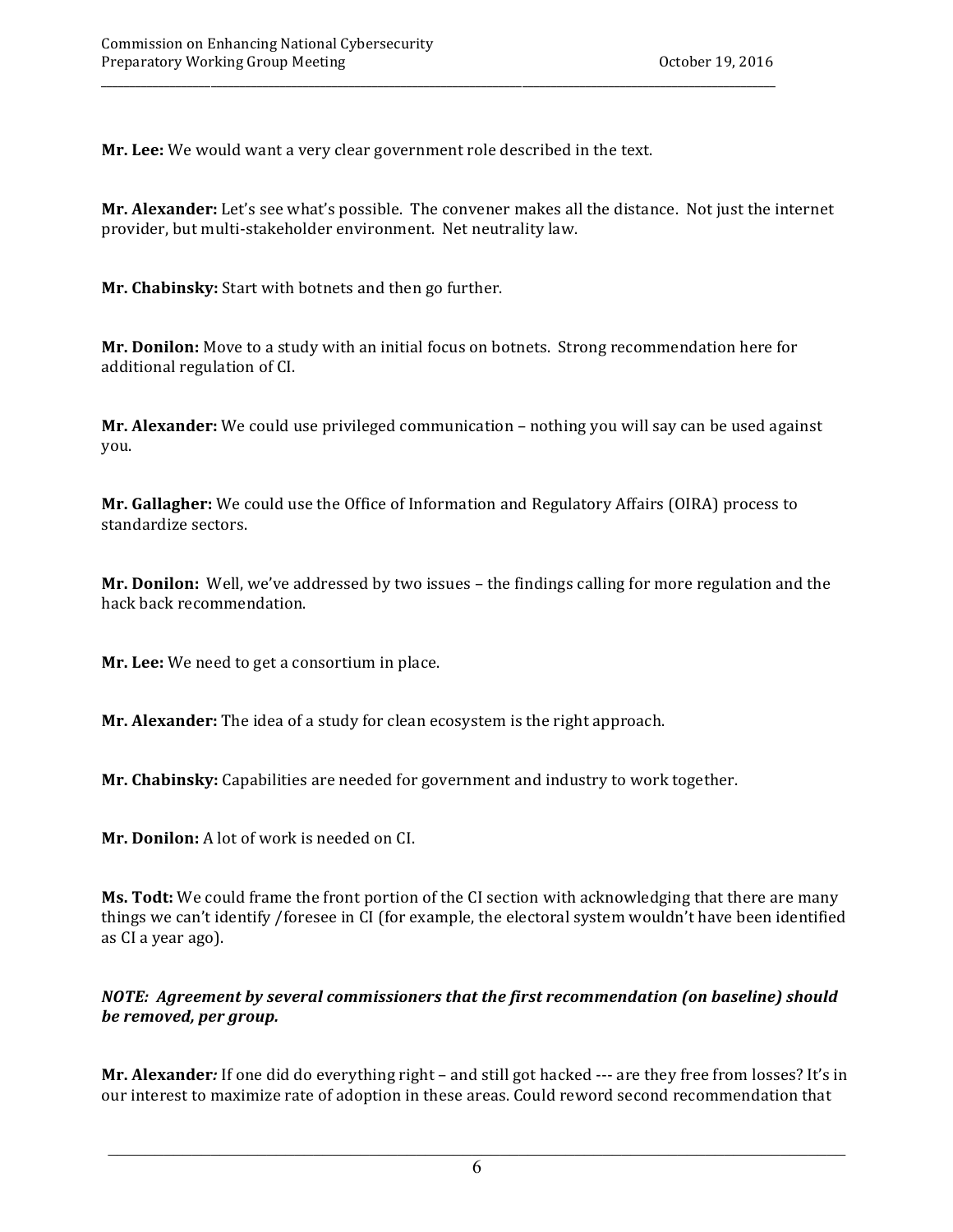**Mr. Lee:** We would want a very clear government role described in the text.

**Mr. Alexander:** Let's see what's possible. The convener makes all the distance. Not just the internet provider, but multi-stakeholder environment. Net neutrality law.

**Mr. Chabinsky:** Start with botnets and then go further.

**Mr. Donilon:** Move to a study with an initial focus on botnets. Strong recommendation here for additional regulation of CI.

**Mr. Alexander:** We could use privileged communication – nothing you will say can be used against you.

**Mr. Gallagher:** We could use the Office of Information and Regulatory Affairs (OIRA) process to standardize sectors.

**Mr. Donilon:** Well, we've addressed by two issues – the findings calling for more regulation and the hack back recommendation.

**Mr. Lee:** We need to get a consortium in place.

**Mr. Alexander:** The idea of a study for clean ecosystem is the right approach.

**Mr. Chabinsky:** Capabilities are needed for government and industry to work together.

**Mr. Donilon:** A lot of work is needed on CI.

**Ms. Todt:** We could frame the front portion of the CI section with acknowledging that there are many things we can't identify /foresee in CI (for example, the electoral system wouldn't have been identified as CI a year ago).

***NOTE: Agreement by several commissioners that the first recommendation (on baseline) should be removed, per group.***

**Mr. Alexander***:* If one did do everything right – and still got hacked --- are they free from losses? It's in our interest to maximize rate of adoption in these areas. Could reword second recommendation that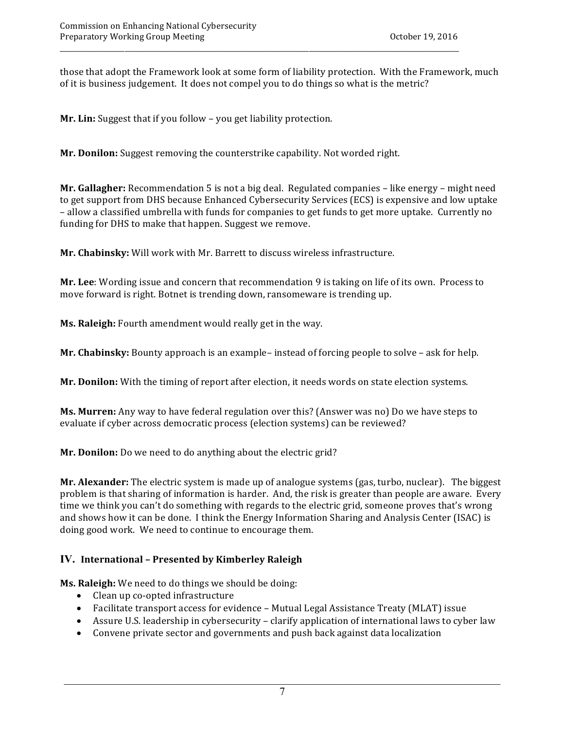those that adopt the Framework look at some form of liability protection. With the Framework, much of it is business judgement. It does not compel you to do things so what is the metric?

**Mr. Lin:** Suggest that if you follow – you get liability protection.

**Mr. Donilon:** Suggest removing the counterstrike capability. Not worded right.

**Mr. Gallagher:** Recommendation 5 is not a big deal. Regulated companies – like energy – might need to get support from DHS because Enhanced Cybersecurity Services (ECS) is expensive and low uptake – allow a classified umbrella with funds for companies to get funds to get more uptake. Currently no funding for DHS to make that happen. Suggest we remove.

**Mr. Chabinsky:** Will work with Mr. Barrett to discuss wireless infrastructure.

**Mr. Lee**: Wording issue and concern that recommendation 9 is taking on life of its own. Process to move forward is right. Botnet is trending down, ransomeware is trending up.

**Ms. Raleigh:** Fourth amendment would really get in the way.

**Mr. Chabinsky:** Bounty approach is an example– instead of forcing people to solve – ask for help.

**Mr. Donilon:** With the timing of report after election, it needs words on state election systems.

**Ms. Murren:** Any way to have federal regulation over this? (Answer was no) Do we have steps to evaluate if cyber across democratic process (election systems) can be reviewed?

**Mr. Donilon:** Do we need to do anything about the electric grid?

**Mr. Alexander:** The electric system is made up of analogue systems (gas, turbo, nuclear). The biggest problem is that sharing of information is harder. And, the risk is greater than people are aware. Every time we think you can't do something with regards to the electric grid, someone proves that's wrong and shows how it can be done. I think the Energy Information Sharing and Analysis Center (ISAC) is doing good work. We need to continue to encourage them.

## IV. International – Presented by Kimberley Raleigh

**Ms. Raleigh:** We need to do things we should be doing:

- Clean up co-opted infrastructure
- Facilitate transport access for evidence – Mutual Legal Assistance Treaty (MLAT) issue
- Assure U.S. leadership in cybersecurity – clarify application of international laws to cyber law
- Convene private sector and governments and push back against data localization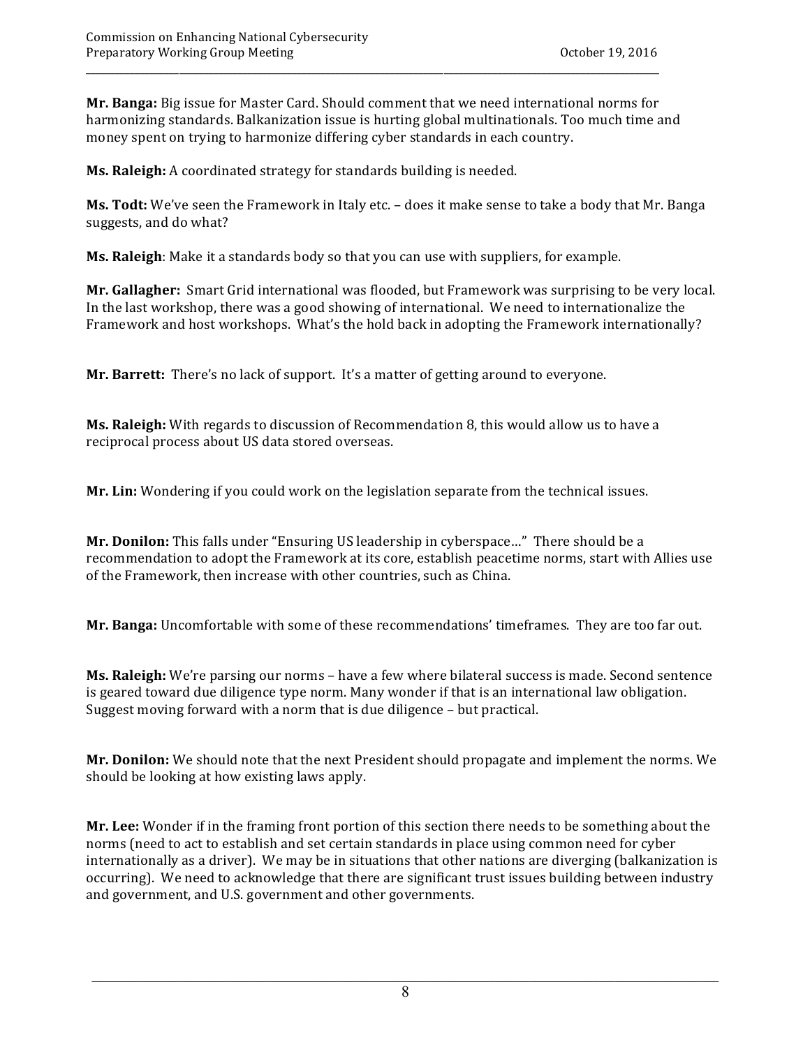**Mr. Banga:** Big issue for Master Card. Should comment that we need international norms for harmonizing standards. Balkanization issue is hurting global multinationals. Too much time and money spent on trying to harmonize differing cyber standards in each country.

**Ms. Raleigh:** A coordinated strategy for standards building is needed.

**Ms. Todt:** We've seen the Framework in Italy etc. – does it make sense to take a body that Mr. Banga suggests, and do what?

**Ms. Raleigh**: Make it a standards body so that you can use with suppliers, for example.

**Mr. Gallagher:** Smart Grid international was flooded, but Framework was surprising to be very local. In the last workshop, there was a good showing of international. We need to internationalize the Framework and host workshops. What's the hold back in adopting the Framework internationally?

**Mr. Barrett:** There's no lack of support. It's a matter of getting around to everyone.

**Ms. Raleigh:** With regards to discussion of Recommendation 8, this would allow us to have a reciprocal process about US data stored overseas.

**Mr. Lin:** Wondering if you could work on the legislation separate from the technical issues.

**Mr. Donilon:** This falls under "Ensuring US leadership in cyberspace…" There should be a recommendation to adopt the Framework at its core, establish peacetime norms, start with Allies use of the Framework, then increase with other countries, such as China.

**Mr. Banga:** Uncomfortable with some of these recommendations' timeframes. They are too far out.

**Ms. Raleigh:** We're parsing our norms – have a few where bilateral success is made. Second sentence is geared toward due diligence type norm. Many wonder if that is an international law obligation. Suggest moving forward with a norm that is due diligence – but practical.

**Mr. Donilon:** We should note that the next President should propagate and implement the norms. We should be looking at how existing laws apply.

**Mr. Lee:** Wonder if in the framing front portion of this section there needs to be something about the norms (need to act to establish and set certain standards in place using common need for cyber internationally as a driver). We may be in situations that other nations are diverging (balkanization is occurring). We need to acknowledge that there are significant trust issues building between industry and government, and U.S. government and other governments.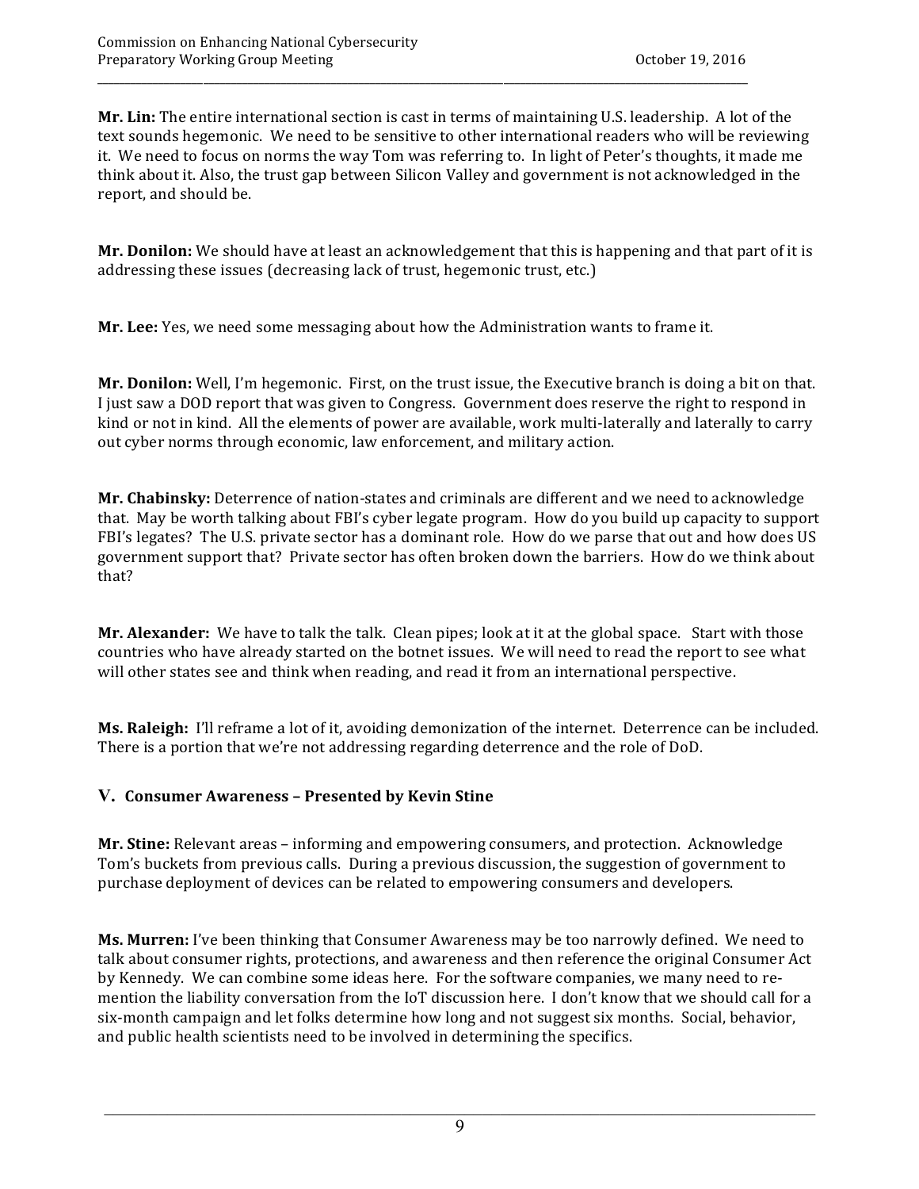**Mr. Lin:** The entire international section is cast in terms of maintaining U.S. leadership. A lot of the text sounds hegemonic. We need to be sensitive to other international readers who will be reviewing it. We need to focus on norms the way Tom was referring to. In light of Peter's thoughts, it made me think about it. Also, the trust gap between Silicon Valley and government is not acknowledged in the report, and should be.

**Mr. Donilon:** We should have at least an acknowledgement that this is happening and that part of it is addressing these issues (decreasing lack of trust, hegemonic trust, etc.)

**Mr. Lee:** Yes, we need some messaging about how the Administration wants to frame it.

**Mr. Donilon:** Well, I'm hegemonic. First, on the trust issue, the Executive branch is doing a bit on that. I just saw a DOD report that was given to Congress. Government does reserve the right to respond in kind or not in kind. All the elements of power are available, work multi-laterally and laterally to carry out cyber norms through economic, law enforcement, and military action.

**Mr. Chabinsky:** Deterrence of nation-states and criminals are different and we need to acknowledge that. May be worth talking about FBI's cyber legate program. How do you build up capacity to support FBI's legates? The U.S. private sector has a dominant role. How do we parse that out and how does US government support that? Private sector has often broken down the barriers. How do we think about that?

**Mr. Alexander:** We have to talk the talk. Clean pipes; look at it at the global space. Start with those countries who have already started on the botnet issues. We will need to read the report to see what will other states see and think when reading, and read it from an international perspective.

**Ms. Raleigh:** I'll reframe a lot of it, avoiding demonization of the internet. Deterrence can be included. There is a portion that we're not addressing regarding deterrence and the role of DoD.

## V. Consumer Awareness – Presented by Kevin Stine

**Mr. Stine:** Relevant areas – informing and empowering consumers, and protection. Acknowledge Tom's buckets from previous calls. During a previous discussion, the suggestion of government to purchase deployment of devices can be related to empowering consumers and developers.

**Ms. Murren:** I've been thinking that Consumer Awareness may be too narrowly defined. We need to talk about consumer rights, protections, and awareness and then reference the original Consumer Act by Kennedy. We can combine some ideas here. For the software companies, we many need to re-mention the liability conversation from the IoT discussion here. I don't know that we should call for a six-month campaign and let folks determine how long and not suggest six months. Social, behavior, and public health scientists need to be involved in determining the specifics.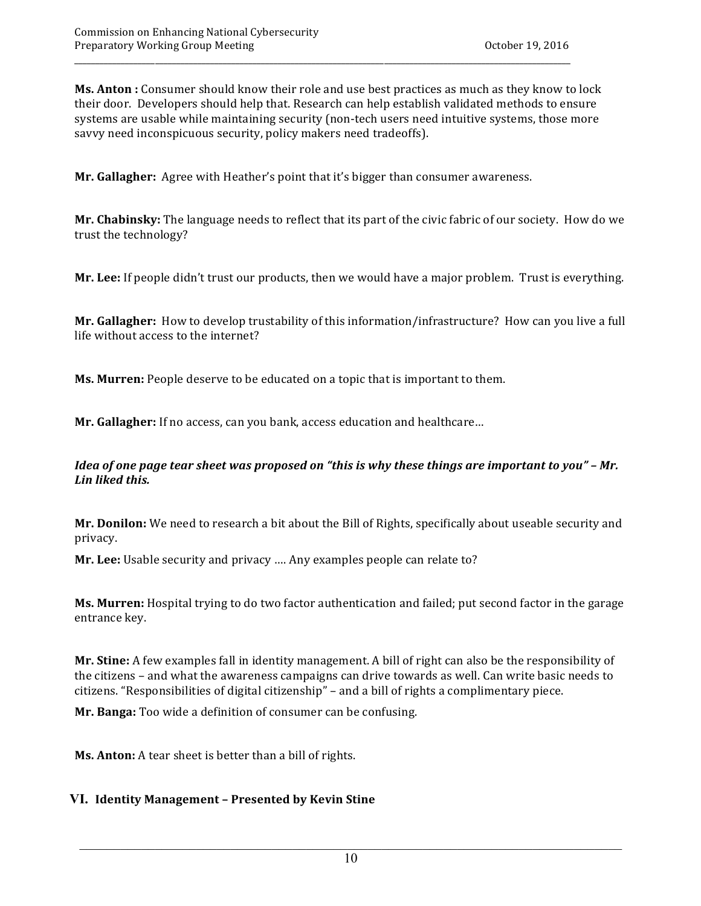**Ms. Anton :** Consumer should know their role and use best practices as much as they know to lock their door. Developers should help that. Research can help establish validated methods to ensure systems are usable while maintaining security (non-tech users need intuitive systems, those more savvy need inconspicuous security, policy makers need tradeoffs).

**Mr. Gallagher:** Agree with Heather's point that it's bigger than consumer awareness.

**Mr. Chabinsky:** The language needs to reflect that its part of the civic fabric of our society. How do we trust the technology?

**Mr. Lee:** If people didn't trust our products, then we would have a major problem. Trust is everything.

**Mr. Gallagher:** How to develop trustability of this information/infrastructure? How can you live a full life without access to the internet?

**Ms. Murren:** People deserve to be educated on a topic that is important to them.

**Mr. Gallagher:** If no access, can you bank, access education and healthcare…

***Idea of one page tear sheet was proposed on "this is why these things are important to you" – Mr. Lin liked this.***

**Mr. Donilon:** We need to research a bit about the Bill of Rights, specifically about useable security and privacy.

**Mr. Lee:** Usable security and privacy …. Any examples people can relate to?

**Ms. Murren:** Hospital trying to do two factor authentication and failed; put second factor in the garage entrance key.

**Mr. Stine:** A few examples fall in identity management. A bill of right can also be the responsibility of the citizens – and what the awareness campaigns can drive towards as well. Can write basic needs to citizens. "Responsibilities of digital citizenship" – and a bill of rights a complimentary piece.

**Mr. Banga:** Too wide a definition of consumer can be confusing.

**Ms. Anton:** A tear sheet is better than a bill of rights.

## VI. Identity Management – Presented by Kevin Stine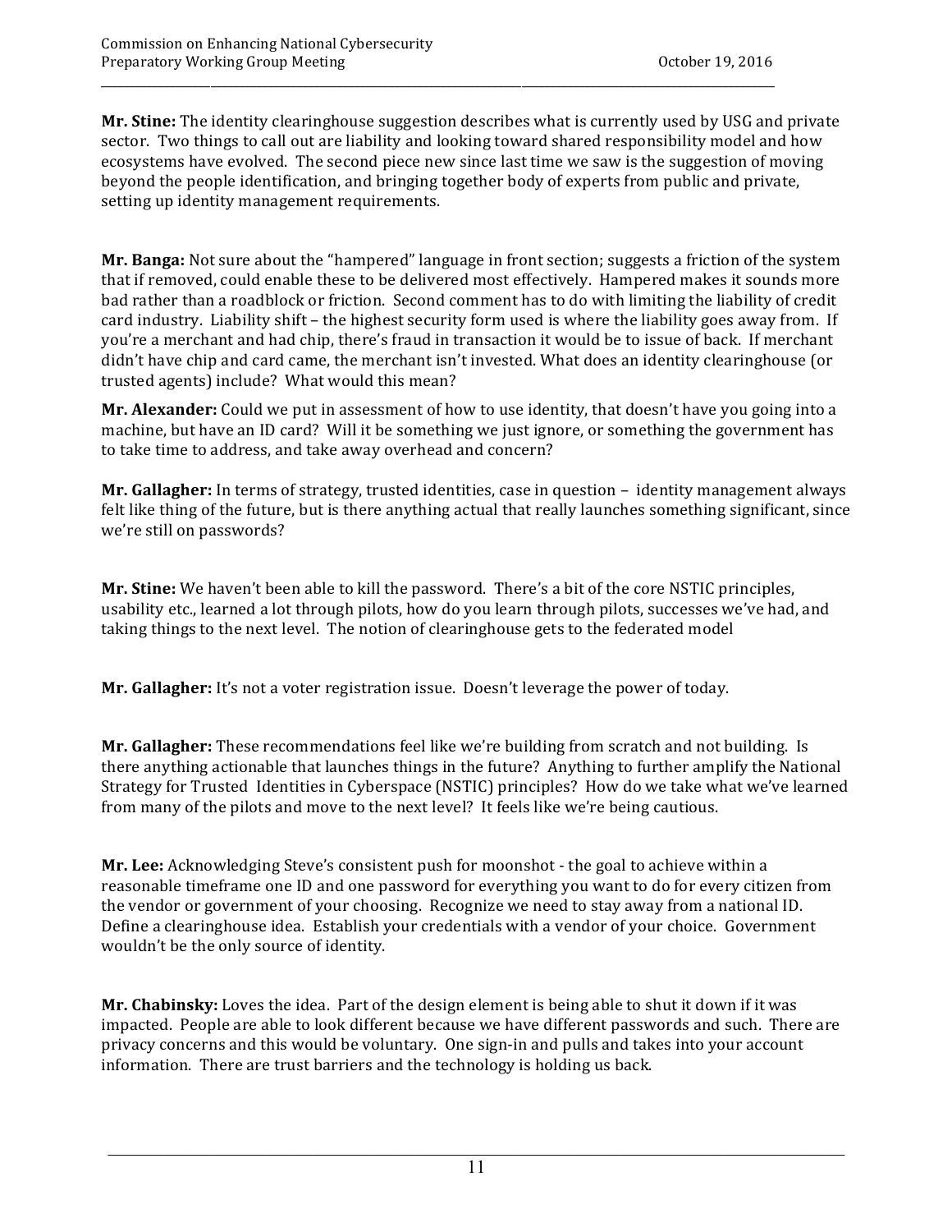**Mr. Stine:** The identity clearinghouse suggestion describes what is currently used by USG and private sector. Two things to call out are liability and looking toward shared responsibility model and how ecosystems have evolved. The second piece new since last time we saw is the suggestion of moving beyond the people identification, and bringing together body of experts from public and private, setting up identity management requirements.

**Mr. Banga:** Not sure about the "hampered" language in front section; suggests a friction of the system that if removed, could enable these to be delivered most effectively. Hampered makes it sounds more bad rather than a roadblock or friction. Second comment has to do with limiting the liability of credit card industry. Liability shift – the highest security form used is where the liability goes away from. If you're a merchant and had chip, there's fraud in transaction it would be to issue of back. If merchant didn't have chip and card came, the merchant isn't invested. What does an identity clearinghouse (or trusted agents) include? What would this mean?

**Mr. Alexander:** Could we put in assessment of how to use identity, that doesn't have you going into a machine, but have an ID card? Will it be something we just ignore, or something the government has to take time to address, and take away overhead and concern?

**Mr. Gallagher:** In terms of strategy, trusted identities, case in question – identity management always felt like thing of the future, but is there anything actual that really launches something significant, since we're still on passwords?

**Mr. Stine:** We haven't been able to kill the password. There's a bit of the core NSTIC principles, usability etc., learned a lot through pilots, how do you learn through pilots, successes we've had, and taking things to the next level. The notion of clearinghouse gets to the federated model

**Mr. Gallagher:** It's not a voter registration issue. Doesn't leverage the power of today.

**Mr. Gallagher:** These recommendations feel like we're building from scratch and not building. Is there anything actionable that launches things in the future? Anything to further amplify the National Strategy for Trusted Identities in Cyberspace (NSTIC) principles? How do we take what we've learned from many of the pilots and move to the next level? It feels like we're being cautious.

**Mr. Lee:** Acknowledging Steve's consistent push for moonshot - the goal to achieve within a reasonable timeframe one ID and one password for everything you want to do for every citizen from the vendor or government of your choosing. Recognize we need to stay away from a national ID. Define a clearinghouse idea. Establish your credentials with a vendor of your choice. Government wouldn't be the only source of identity.

**Mr. Chabinsky:** Loves the idea. Part of the design element is being able to shut it down if it was impacted. People are able to look different because we have different passwords and such. There are privacy concerns and this would be voluntary. One sign-in and pulls and takes into your account information. There are trust barriers and the technology is holding us back.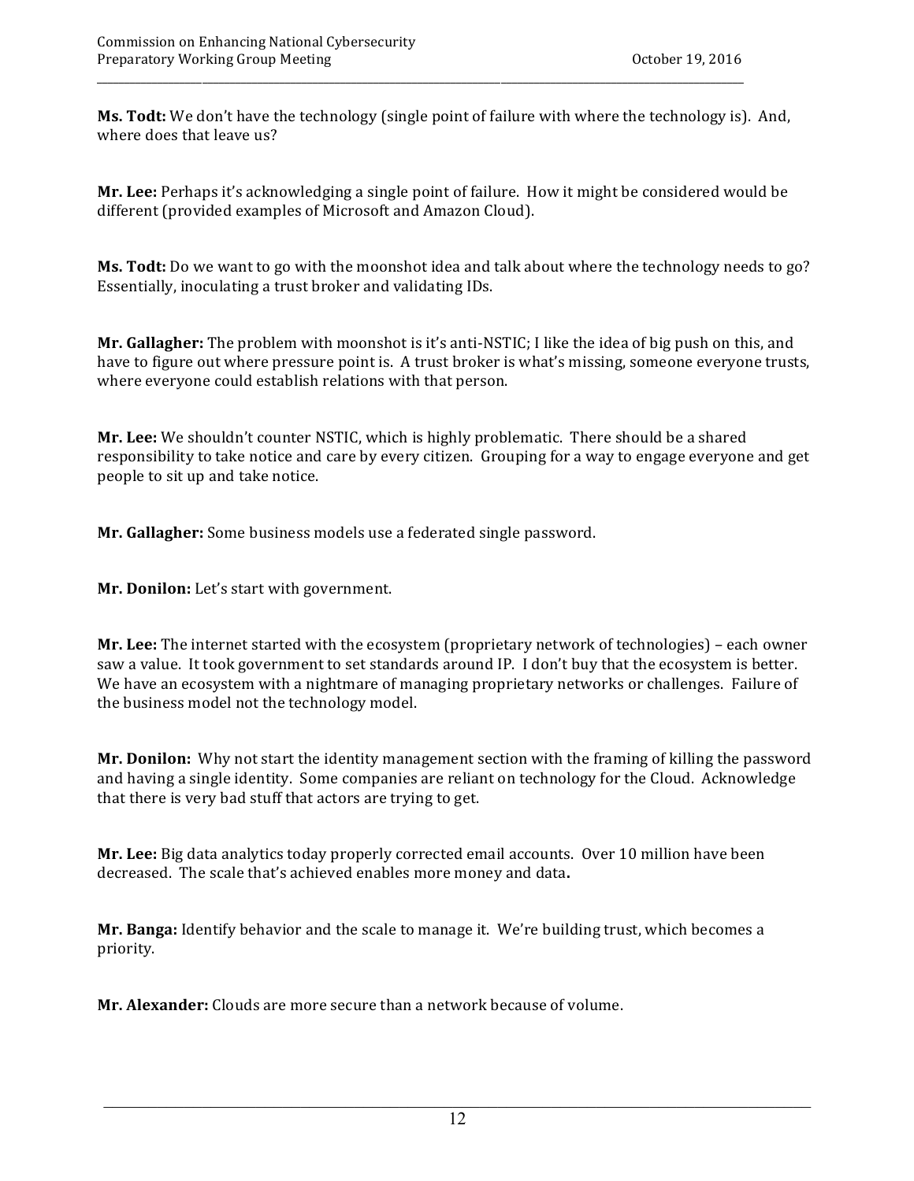**Ms. Todt:** We don't have the technology (single point of failure with where the technology is). And, where does that leave us?

**Mr. Lee:** Perhaps it's acknowledging a single point of failure. How it might be considered would be different (provided examples of Microsoft and Amazon Cloud).

**Ms. Todt:** Do we want to go with the moonshot idea and talk about where the technology needs to go? Essentially, inoculating a trust broker and validating IDs.

**Mr. Gallagher:** The problem with moonshot is it's anti-NSTIC; I like the idea of big push on this, and have to figure out where pressure point is. A trust broker is what's missing, someone everyone trusts, where everyone could establish relations with that person.

**Mr. Lee:** We shouldn't counter NSTIC, which is highly problematic. There should be a shared responsibility to take notice and care by every citizen. Grouping for a way to engage everyone and get people to sit up and take notice.

**Mr. Gallagher:** Some business models use a federated single password.

**Mr. Donilon:** Let's start with government.

**Mr. Lee:** The internet started with the ecosystem (proprietary network of technologies) – each owner saw a value. It took government to set standards around IP. I don't buy that the ecosystem is better. We have an ecosystem with a nightmare of managing proprietary networks or challenges. Failure of the business model not the technology model.

**Mr. Donilon:** Why not start the identity management section with the framing of killing the password and having a single identity. Some companies are reliant on technology for the Cloud. Acknowledge that there is very bad stuff that actors are trying to get.

**Mr. Lee:** Big data analytics today properly corrected email accounts. Over 10 million have been decreased. The scale that's achieved enables more money and data**.**

**Mr. Banga:** Identify behavior and the scale to manage it. We're building trust, which becomes a priority.

**Mr. Alexander:** Clouds are more secure than a network because of volume.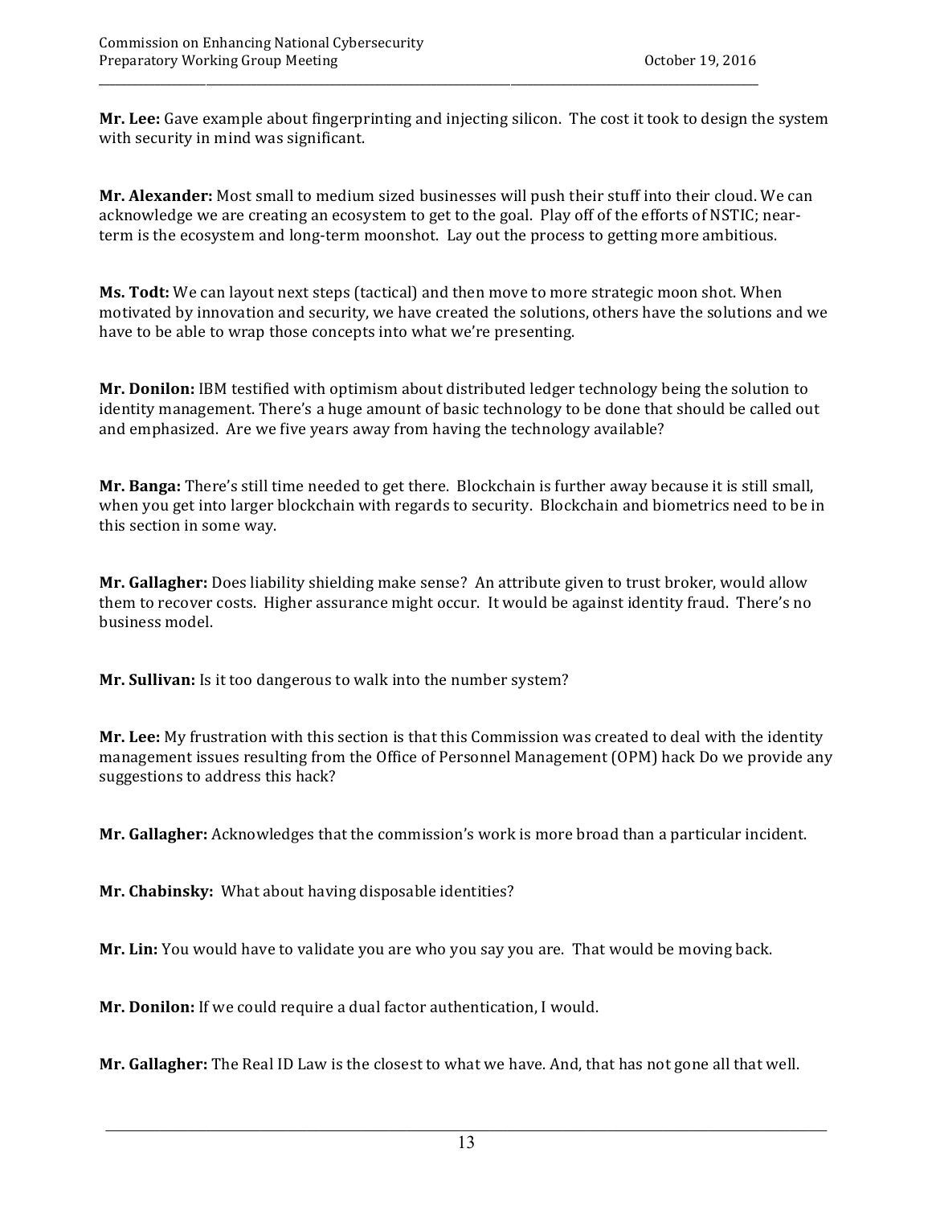**Mr. Lee:** Gave example about fingerprinting and injecting silicon. The cost it took to design the system with security in mind was significant.

**Mr. Alexander:** Most small to medium sized businesses will push their stuff into their cloud. We can acknowledge we are creating an ecosystem to get to the goal. Play off of the efforts of NSTIC; near-term is the ecosystem and long-term moonshot. Lay out the process to getting more ambitious.

**Ms. Todt:** We can layout next steps (tactical) and then move to more strategic moon shot. When motivated by innovation and security, we have created the solutions, others have the solutions and we have to be able to wrap those concepts into what we're presenting.

**Mr. Donilon:** IBM testified with optimism about distributed ledger technology being the solution to identity management. There's a huge amount of basic technology to be done that should be called out and emphasized. Are we five years away from having the technology available?

**Mr. Banga:** There's still time needed to get there. Blockchain is further away because it is still small, when you get into larger blockchain with regards to security. Blockchain and biometrics need to be in this section in some way.

**Mr. Gallagher:** Does liability shielding make sense? An attribute given to trust broker, would allow them to recover costs. Higher assurance might occur. It would be against identity fraud. There's no business model.

**Mr. Sullivan:** Is it too dangerous to walk into the number system?

**Mr. Lee:** My frustration with this section is that this Commission was created to deal with the identity management issues resulting from the Office of Personnel Management (OPM) hack Do we provide any suggestions to address this hack?

**Mr. Gallagher:** Acknowledges that the commission's work is more broad than a particular incident.

**Mr. Chabinsky:** What about having disposable identities?

**Mr. Lin:** You would have to validate you are who you say you are. That would be moving back.

**Mr. Donilon:** If we could require a dual factor authentication, I would.

**Mr. Gallagher:** The Real ID Law is the closest to what we have. And, that has not gone all that well.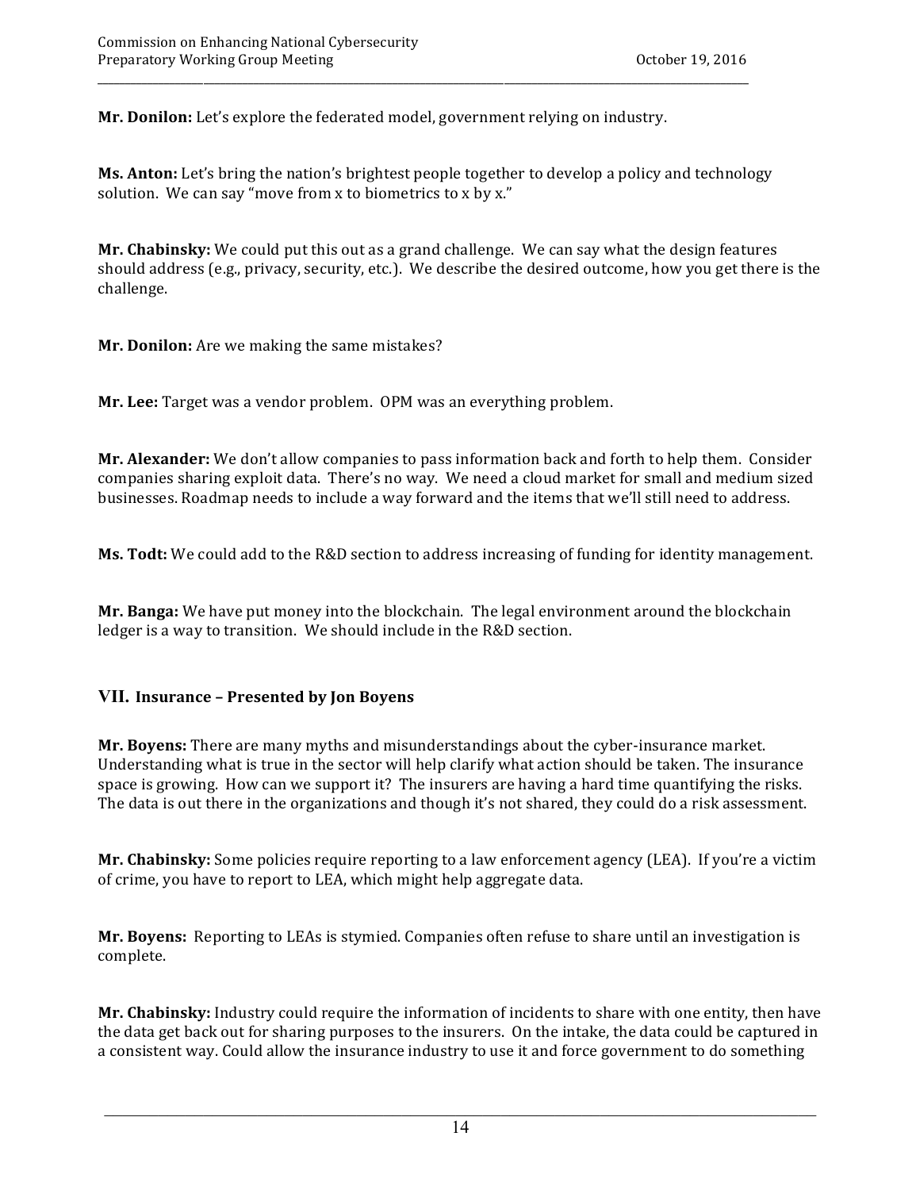**Mr. Donilon:** Let's explore the federated model, government relying on industry.

**Ms. Anton:** Let's bring the nation's brightest people together to develop a policy and technology solution. We can say "move from x to biometrics to x by x."

**Mr. Chabinsky:** We could put this out as a grand challenge. We can say what the design features should address (e.g., privacy, security, etc.). We describe the desired outcome, how you get there is the challenge.

**Mr. Donilon:** Are we making the same mistakes?

**Mr. Lee:** Target was a vendor problem. OPM was an everything problem.

**Mr. Alexander:** We don't allow companies to pass information back and forth to help them. Consider companies sharing exploit data. There's no way. We need a cloud market for small and medium sized businesses. Roadmap needs to include a way forward and the items that we'll still need to address.

**Ms. Todt:** We could add to the R&D section to address increasing of funding for identity management.

**Mr. Banga:** We have put money into the blockchain. The legal environment around the blockchain ledger is a way to transition. We should include in the R&D section.

## VII. Insurance – Presented by Jon Boyens

**Mr. Boyens:** There are many myths and misunderstandings about the cyber-insurance market. Understanding what is true in the sector will help clarify what action should be taken. The insurance space is growing. How can we support it? The insurers are having a hard time quantifying the risks. The data is out there in the organizations and though it's not shared, they could do a risk assessment.

**Mr. Chabinsky:** Some policies require reporting to a law enforcement agency (LEA). If you're a victim of crime, you have to report to LEA, which might help aggregate data.

**Mr. Boyens:** Reporting to LEAs is stymied. Companies often refuse to share until an investigation is complete.

**Mr. Chabinsky:** Industry could require the information of incidents to share with one entity, then have the data get back out for sharing purposes to the insurers. On the intake, the data could be captured in a consistent way. Could allow the insurance industry to use it and force government to do something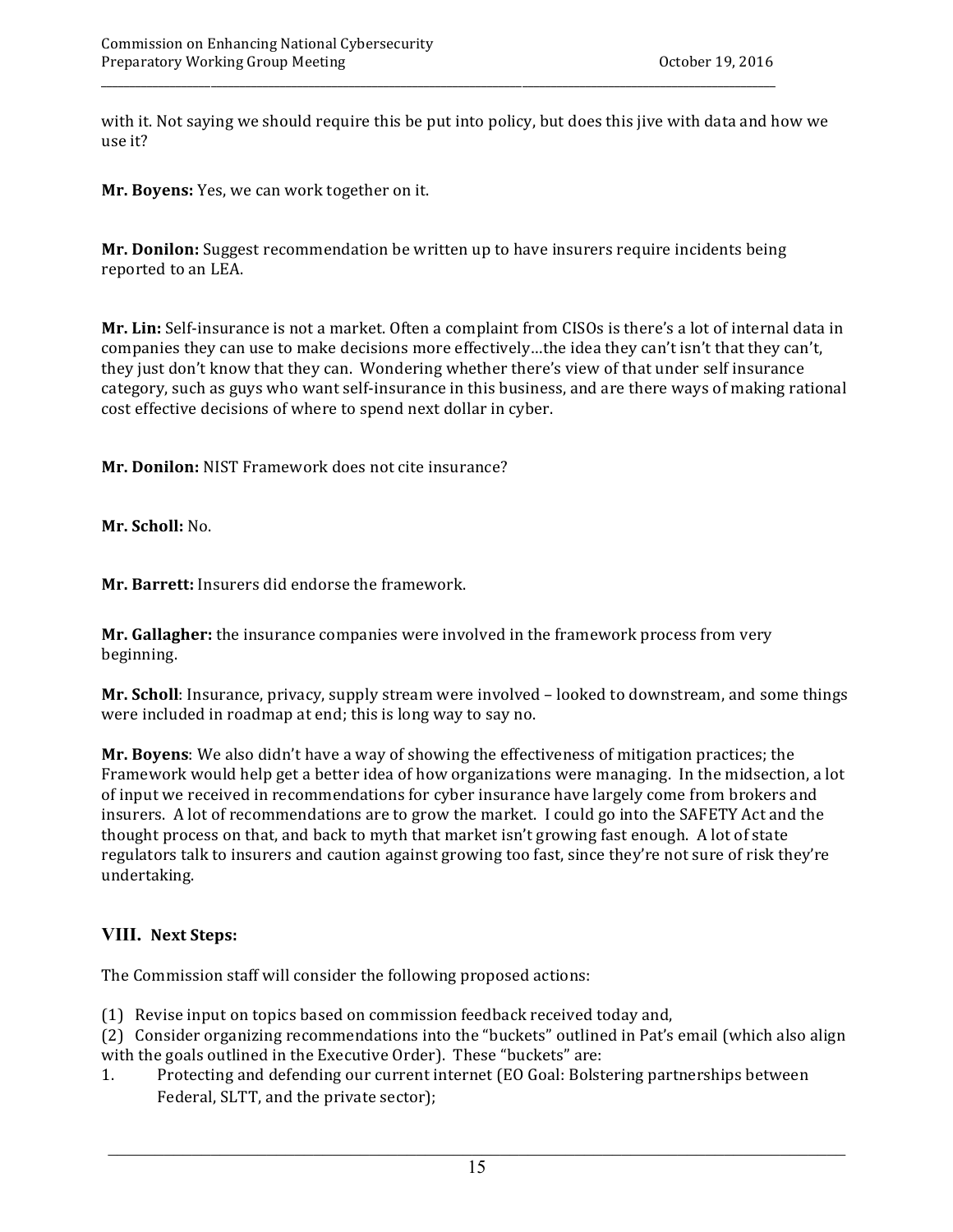with it. Not saying we should require this be put into policy, but does this jive with data and how we use it?

**Mr. Boyens:** Yes, we can work together on it.

**Mr. Donilon:** Suggest recommendation be written up to have insurers require incidents being reported to an LEA.

**Mr. Lin:** Self-insurance is not a market. Often a complaint from CISOs is there's a lot of internal data in companies they can use to make decisions more effectively…the idea they can't isn't that they can't, they just don't know that they can. Wondering whether there's view of that under self insurance category, such as guys who want self-insurance in this business, and are there ways of making rational cost effective decisions of where to spend next dollar in cyber.

**Mr. Donilon:** NIST Framework does not cite insurance?

**Mr. Scholl:** No.

**Mr. Barrett:** Insurers did endorse the framework.

**Mr. Gallagher:** the insurance companies were involved in the framework process from very beginning.

**Mr. Scholl**: Insurance, privacy, supply stream were involved – looked to downstream, and some things were included in roadmap at end; this is long way to say no.

**Mr. Boyens**: We also didn't have a way of showing the effectiveness of mitigation practices; the Framework would help get a better idea of how organizations were managing. In the midsection, a lot of input we received in recommendations for cyber insurance have largely come from brokers and insurers. A lot of recommendations are to grow the market. I could go into the SAFETY Act and the thought process on that, and back to myth that market isn't growing fast enough. A lot of state regulators talk to insurers and caution against growing too fast, since they're not sure of risk they're undertaking.

## VIII. Next Steps:

The Commission staff will consider the following proposed actions:

(1) Revise input on topics based on commission feedback received today and,

(2) Consider organizing recommendations into the "buckets" outlined in Pat's email (which also align with the goals outlined in the Executive Order). These "buckets" are:

1. Protecting and defending our current internet (EO Goal: Bolstering partnerships between Federal, SLTT, and the private sector);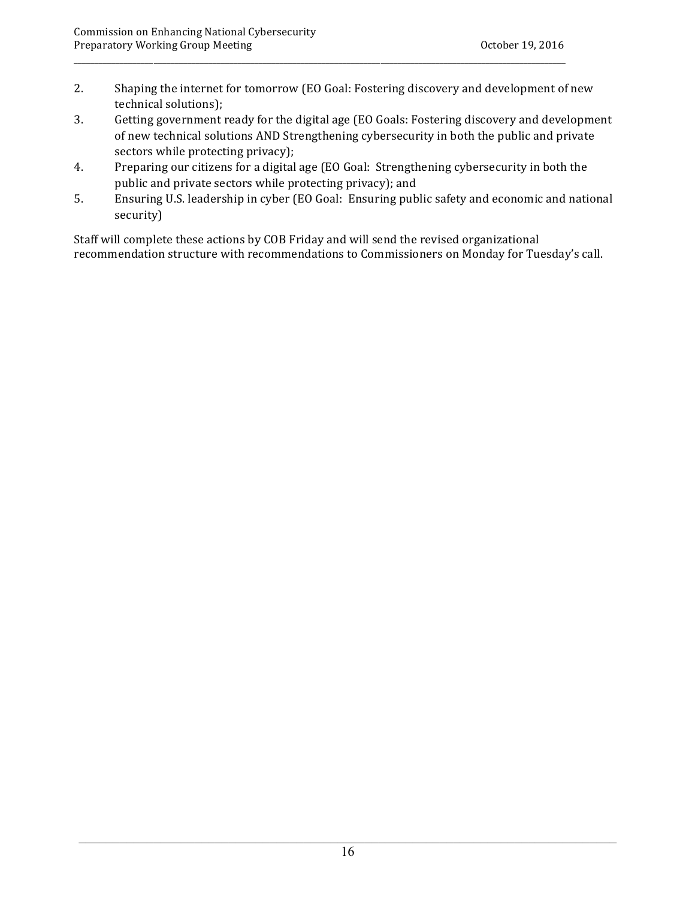2. Shaping the internet for tomorrow (EO Goal: Fostering discovery and development of new technical solutions);
3. Getting government ready for the digital age (EO Goals: Fostering discovery and development of new technical solutions AND Strengthening cybersecurity in both the public and private sectors while protecting privacy);
4. Preparing our citizens for a digital age (EO Goal: Strengthening cybersecurity in both the public and private sectors while protecting privacy); and
5. Ensuring U.S. leadership in cyber (EO Goal: Ensuring public safety and economic and national security)

Staff will complete these actions by COB Friday and will send the revised organizational recommendation structure with recommendations to Commissioners on Monday for Tuesday's call.